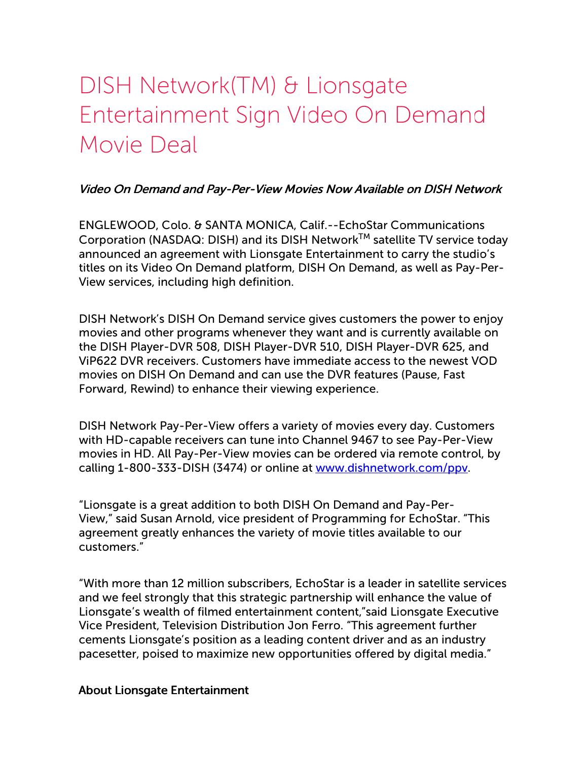# DISH Network(TM) & Lionsgate Entertainment Sign Video On Demand Movie Deal

*Video On Demand and Pay-Per-View Movies Now Available on DISH Network*

ENGLEWOOD, Colo. & SANTA MONICA, Calif.--EchoStar Communications Corporation (NASDAQ: DISH) and its DISH Network$^{TM}$ satellite TV service today announced an agreement with Lionsgate Entertainment to carry the studio's titles on its Video On Demand platform, DISH On Demand, as well as Pay-Per-View services, including high definition.

DISH Network's DISH On Demand service gives customers the power to enjoy movies and other programs whenever they want and is currently available on the DISH Player-DVR 508, DISH Player-DVR 510, DISH Player-DVR 625, and ViP622 DVR receivers. Customers have immediate access to the newest VOD movies on DISH On Demand and can use the DVR features (Pause, Fast Forward, Rewind) to enhance their viewing experience.

DISH Network Pay-Per-View offers a variety of movies every day. Customers with HD-capable receivers can tune into Channel 9467 to see Pay-Per-View movies in HD. All Pay-Per-View movies can be ordered via remote control, by calling 1-800-333-DISH (3474) or online at [www.dishnetwork.com/ppv](www.dishnetwork.com/ppv).

"Lionsgate is a great addition to both DISH On Demand and Pay-Per-View," said Susan Arnold, vice president of Programming for EchoStar. "This agreement greatly enhances the variety of movie titles available to our customers."

"With more than 12 million subscribers, EchoStar is a leader in satellite services and we feel strongly that this strategic partnership will enhance the value of Lionsgate's wealth of filmed entertainment content,"said Lionsgate Executive Vice President, Television Distribution Jon Ferro. "This agreement further cements Lionsgate's position as a leading content driver and as an industry pacesetter, poised to maximize new opportunities offered by digital media."

**About Lionsgate Entertainment**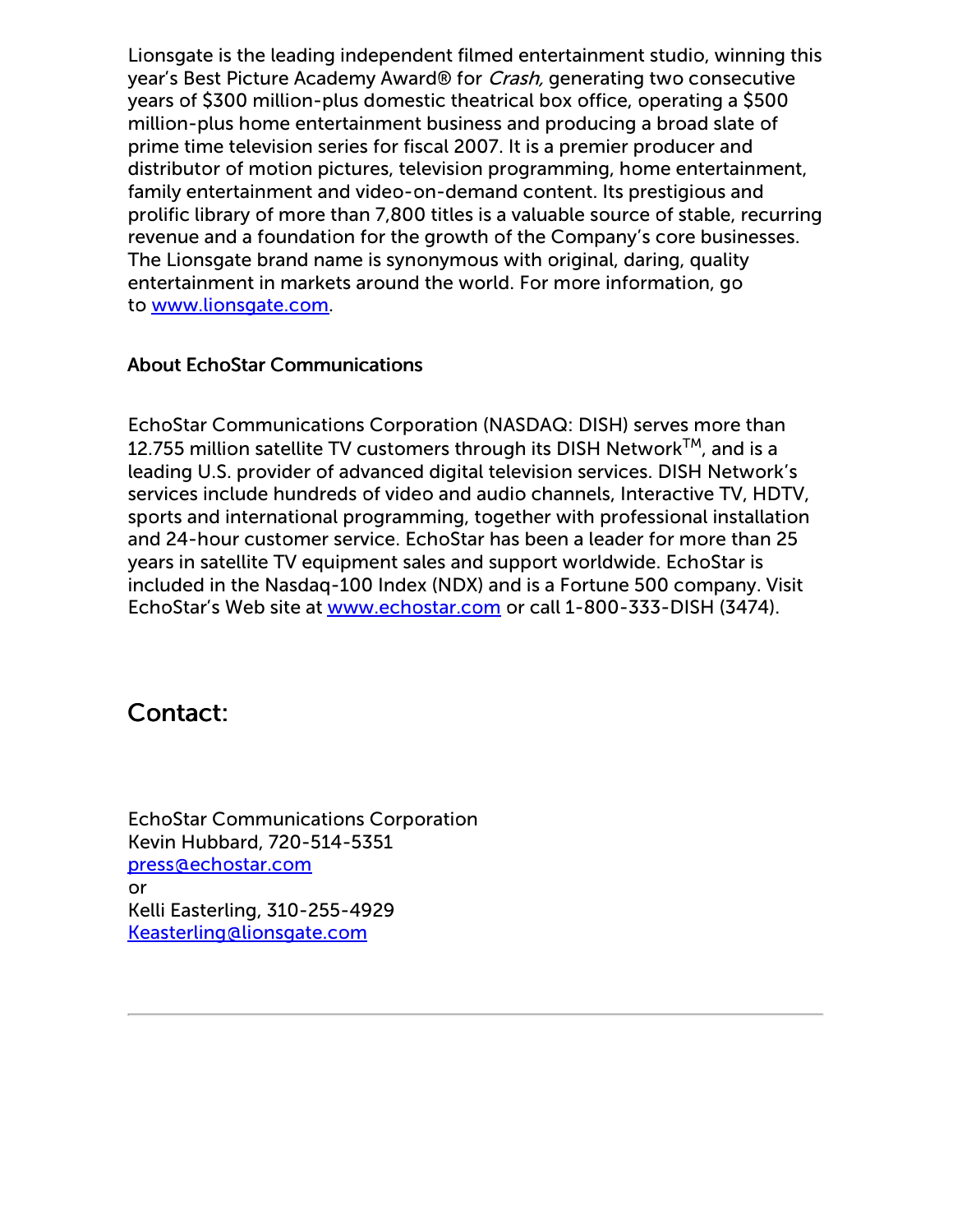Lionsgate is the leading independent filmed entertainment studio, winning this year's Best Picture Academy Award® for *Crash,* generating two consecutive years of $300 million-plus domestic theatrical box office, operating a $500 million-plus home entertainment business and producing a broad slate of prime time television series for fiscal 2007. It is a premier producer and distributor of motion pictures, television programming, home entertainment, family entertainment and video-on-demand content. Its prestigious and prolific library of more than 7,800 titles is a valuable source of stable, recurring revenue and a foundation for the growth of the Company's core businesses. The Lionsgate brand name is synonymous with original, daring, quality entertainment in markets around the world. For more information, go to www.lionsgate.com.

**About EchoStar Communications**

EchoStar Communications Corporation (NASDAQ: DISH) serves more than 12.755 million satellite TV customers through its DISH Network™, and is a leading U.S. provider of advanced digital television services. DISH Network's services include hundreds of video and audio channels, Interactive TV, HDTV, sports and international programming, together with professional installation and 24-hour customer service. EchoStar has been a leader for more than 25 years in satellite TV equipment sales and support worldwide. EchoStar is included in the Nasdaq-100 Index (NDX) and is a Fortune 500 company. Visit EchoStar's Web site at www.echostar.com or call 1-800-333-DISH (3474).

## Contact:

EchoStar Communications Corporation
Kevin Hubbard, 720-514-5351
press@echostar.com
or
Kelli Easterling, 310-255-4929
Keasterling@lionsgate.com

---